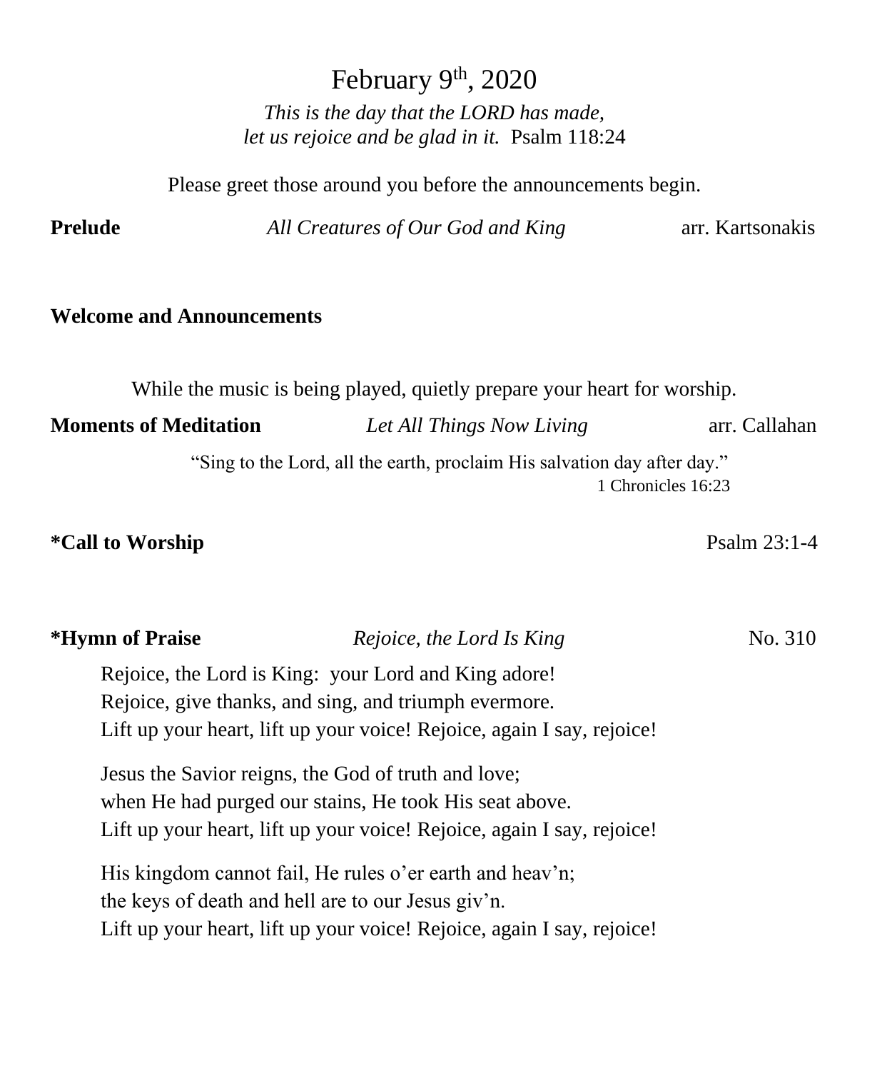# February 9th, 2020

*This is the day that the LORD has made,*
*let us rejoice and be glad in it.* Psalm 118:24

Please greet those around you before the announcements begin.

**Prelude** *All Creatures of Our God and King* arr. Kartsonakis

**Welcome and Announcements**

While the music is being played, quietly prepare your heart for worship.

**Moments of Meditation** *Let All Things Now Living* arr. Callahan

"Sing to the Lord, all the earth, proclaim His salvation day after day."
1 Chronicles 16:23

**\*Call to Worship** Psalm 23:1-4

**\*Hymn of Praise** *Rejoice, the Lord Is King* No. 310

Rejoice, the Lord is King: your Lord and King adore!
Rejoice, give thanks, and sing, and triumph evermore.
Lift up your heart, lift up your voice! Rejoice, again I say, rejoice!

Jesus the Savior reigns, the God of truth and love;
when He had purged our stains, He took His seat above.
Lift up your heart, lift up your voice! Rejoice, again I say, rejoice!

His kingdom cannot fail, He rules o'er earth and heav'n;
the keys of death and hell are to our Jesus giv'n.
Lift up your heart, lift up your voice! Rejoice, again I say, rejoice!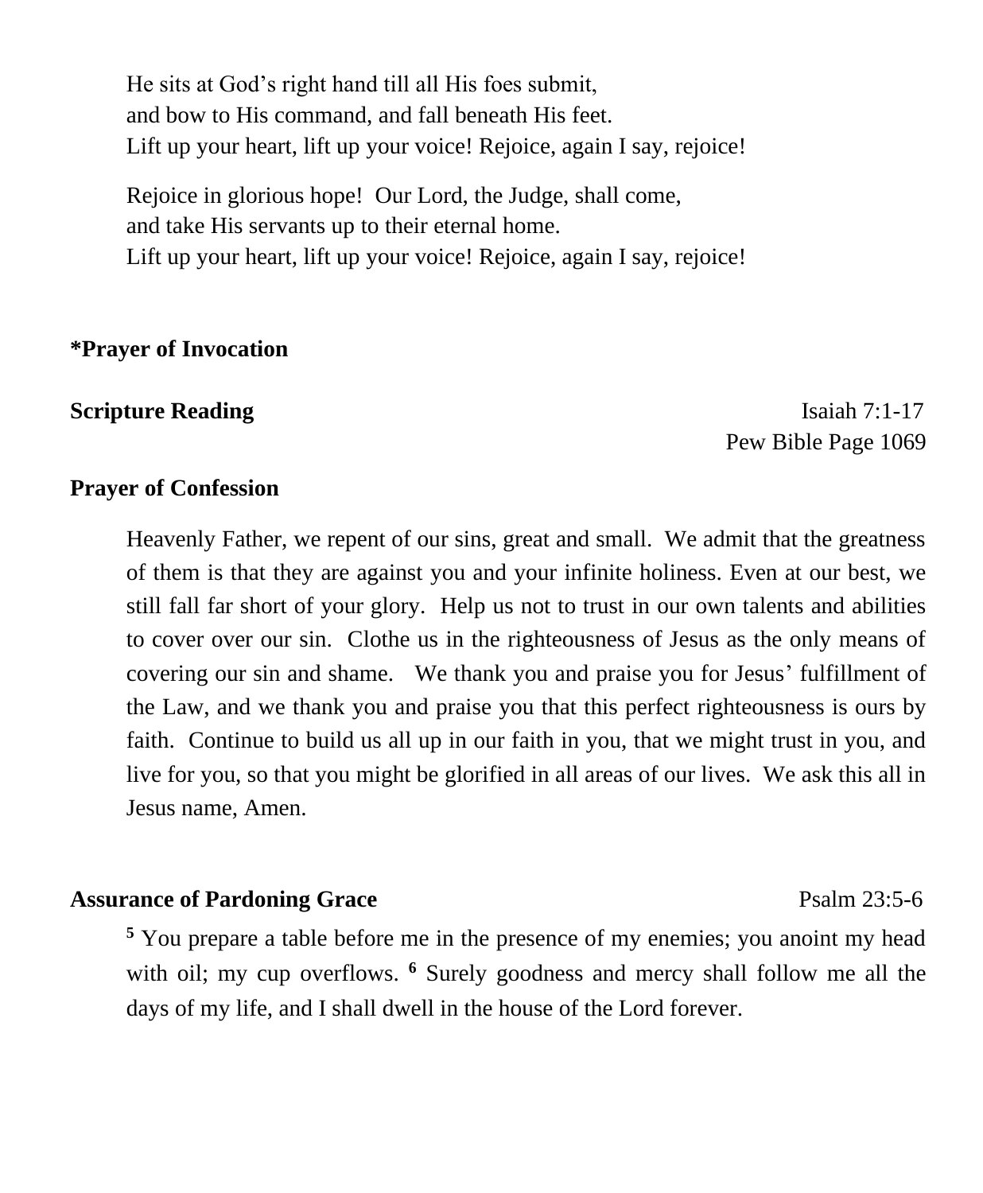He sits at God's right hand till all His foes submit,
and bow to His command, and fall beneath His feet.
Lift up your heart, lift up your voice! Rejoice, again I say, rejoice!

Rejoice in glorious hope! Our Lord, the Judge, shall come,
and take His servants up to their eternal home.
Lift up your heart, lift up your voice! Rejoice, again I say, rejoice!

**\*Prayer of Invocation**

**Scripture Reading** Isaiah 7:1-17
Pew Bible Page 1069

**Prayer of Confession**

Heavenly Father, we repent of our sins, great and small. We admit that the greatness of them is that they are against you and your infinite holiness. Even at our best, we still fall far short of your glory. Help us not to trust in our own talents and abilities to cover over our sin. Clothe us in the righteousness of Jesus as the only means of covering our sin and shame. We thank you and praise you for Jesus' fulfillment of the Law, and we thank you and praise you that this perfect righteousness is ours by faith. Continue to build us all up in our faith in you, that we might trust in you, and live for you, so that you might be glorified in all areas of our lives. We ask this all in Jesus name, Amen.

**Assurance of Pardoning Grace** Psalm 23:5-6

**5** You prepare a table before me in the presence of my enemies; you anoint my head with oil; my cup overflows. **6** Surely goodness and mercy shall follow me all the days of my life, and I shall dwell in the house of the Lord forever.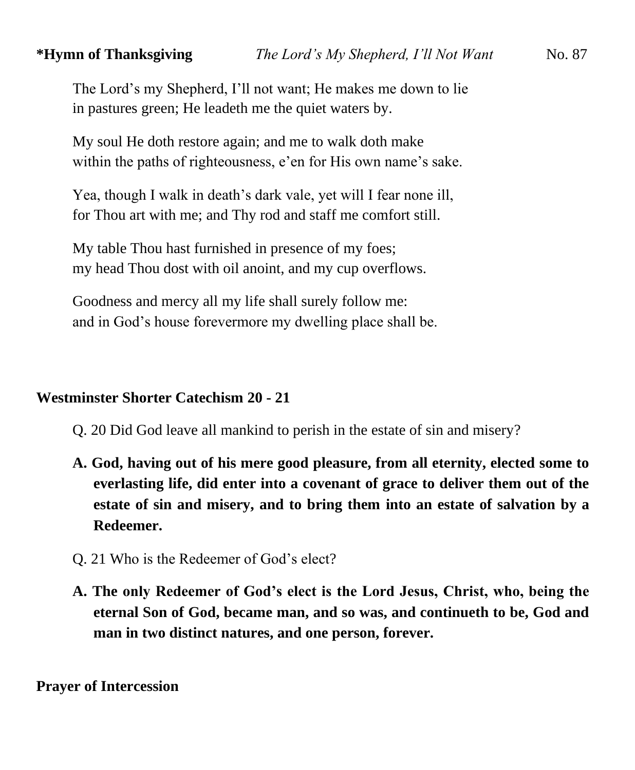**\*Hymn of Thanksgiving** *The Lord's My Shepherd, I'll Not Want* No. 87

The Lord's my Shepherd, I'll not want; He makes me down to lie
in pastures green; He leadeth me the quiet waters by.

My soul He doth restore again; and me to walk doth make
within the paths of righteousness, e'en for His own name's sake.

Yea, though I walk in death's dark vale, yet will I fear none ill,
for Thou art with me; and Thy rod and staff me comfort still.

My table Thou hast furnished in presence of my foes;
my head Thou dost with oil anoint, and my cup overflows.

Goodness and mercy all my life shall surely follow me:
and in God's house forevermore my dwelling place shall be.

**Westminster Shorter Catechism 20 - 21**

Q. 20 Did God leave all mankind to perish in the estate of sin and misery?

**A. God, having out of his mere good pleasure, from all eternity, elected some to everlasting life, did enter into a covenant of grace to deliver them out of the estate of sin and misery, and to bring them into an estate of salvation by a Redeemer.**

Q. 21 Who is the Redeemer of God's elect?

**A. The only Redeemer of God's elect is the Lord Jesus, Christ, who, being the eternal Son of God, became man, and so was, and continueth to be, God and man in two distinct natures, and one person, forever.**

**Prayer of Intercession**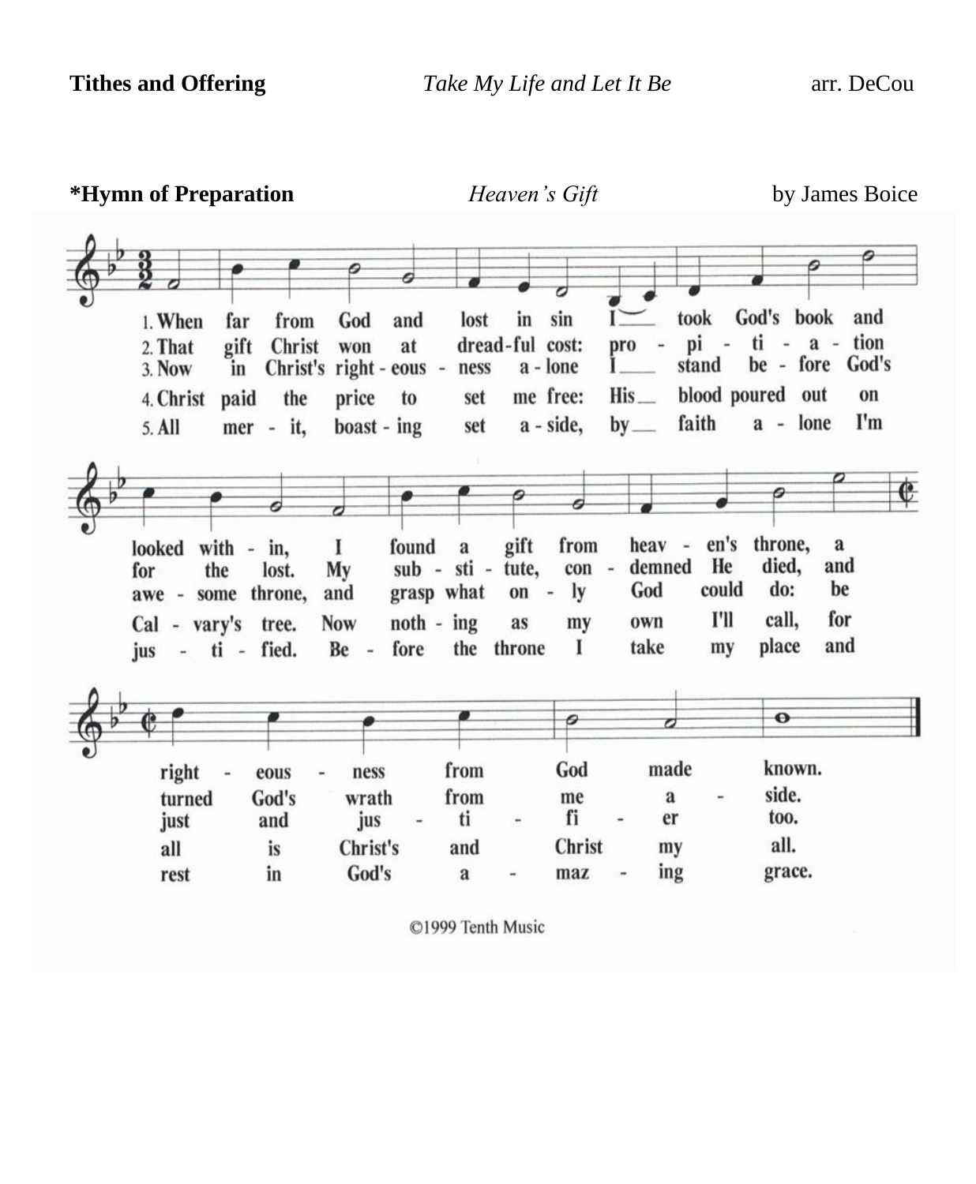**Tithes and Offering** *Take My Life and Let It Be* arr. DeCou

**\*Hymn of Preparation** *Heaven's Gift* by James Boice

1. When far from God and lost in sin I took God's book and looked within, I found a gift from heaven's throne, a righteousness from God made known.
2. That gift Christ won at dreadful cost: propitiation for the lost. My substitute, condemned He died, and turned God's wrath from me aside.
3. Now in Christ's righteousness alone I stand before God's awesome throne, and grasp what only God could do: be just and justifier too.
4. Christ paid the price to set me free: His blood poured out on Calvary's tree. Now nothing as my own I'll call, for all is Christ's and Christ my all.
5. All merit, boasting set aside, by faith alone I'm justified. Before the throne I take my place and rest in God's amazing grace.

©1999 Tenth Music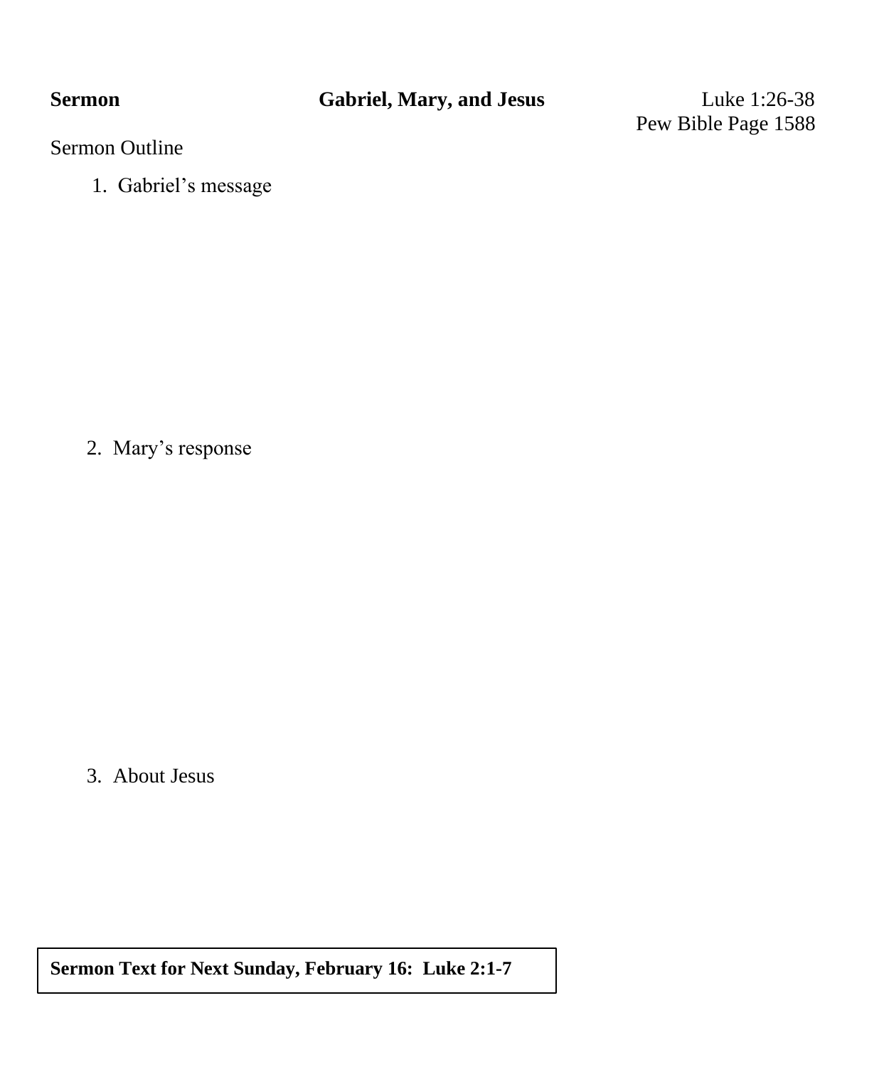**Sermon** **Gabriel, Mary, and Jesus** Luke 1:26-38
Pew Bible Page 1588

Sermon Outline

1. Gabriel's message

2. Mary's response

3. About Jesus

**Sermon Text for Next Sunday, February 16: Luke 2:1-7**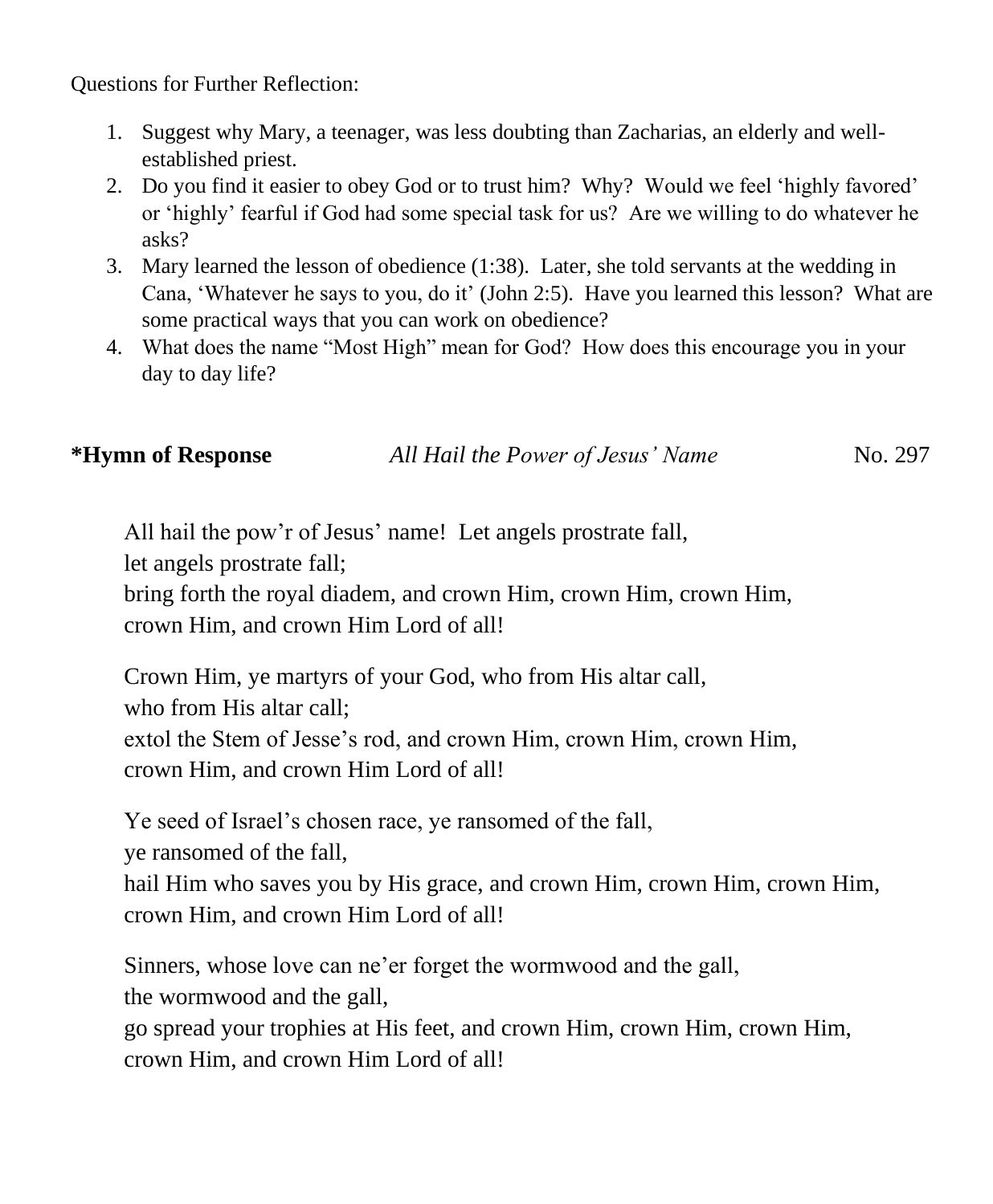Questions for Further Reflection:

1. Suggest why Mary, a teenager, was less doubting than Zacharias, an elderly and well-established priest.
2. Do you find it easier to obey God or to trust him? Why? Would we feel 'highly favored' or 'highly' fearful if God had some special task for us? Are we willing to do whatever he asks?
3. Mary learned the lesson of obedience (1:38). Later, she told servants at the wedding in Cana, 'Whatever he says to you, do it' (John 2:5). Have you learned this lesson? What are some practical ways that you can work on obedience?
4. What does the name "Most High" mean for God? How does this encourage you in your day to day life?

**\*Hymn of Response** *All Hail the Power of Jesus' Name* No. 297

All hail the pow'r of Jesus' name! Let angels prostrate fall,
let angels prostrate fall;
bring forth the royal diadem, and crown Him, crown Him, crown Him,
crown Him, and crown Him Lord of all!

Crown Him, ye martyrs of your God, who from His altar call,
who from His altar call;
extol the Stem of Jesse's rod, and crown Him, crown Him, crown Him,
crown Him, and crown Him Lord of all!

Ye seed of Israel's chosen race, ye ransomed of the fall,
ye ransomed of the fall,
hail Him who saves you by His grace, and crown Him, crown Him, crown Him,
crown Him, and crown Him Lord of all!

Sinners, whose love can ne'er forget the wormwood and the gall,
the wormwood and the gall,
go spread your trophies at His feet, and crown Him, crown Him, crown Him,
crown Him, and crown Him Lord of all!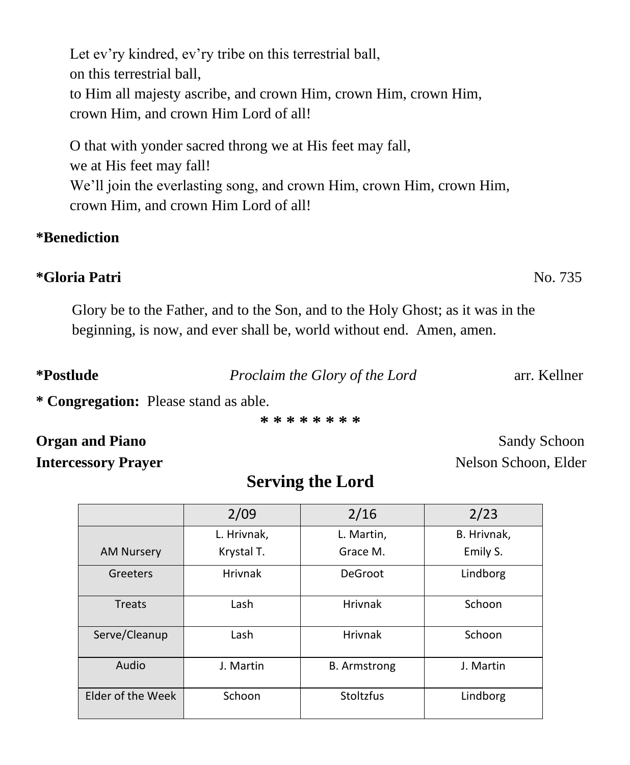Let ev'ry kindred, ev'ry tribe on this terrestrial ball,  
on this terrestrial ball,  
to Him all majesty ascribe, and crown Him, crown Him, crown Him,  
crown Him, and crown Him Lord of all!

O that with yonder sacred throng we at His feet may fall,  
we at His feet may fall!  
We'll join the everlasting song, and crown Him, crown Him, crown Him,  
crown Him, and crown Him Lord of all!

**\*Benediction**

**\*Gloria Patri** No. 735

Glory be to the Father, and to the Son, and to the Holy Ghost; as it was in the beginning, is now, and ever shall be, world without end. Amen, amen.

**\*Postlude** *Proclaim the Glory of the Lord* arr. Kellner

**\* Congregation:** Please stand as able.

\* \* \* \* \* \* \* \*

**Organ and Piano** Sandy Schoon  
**Intercessory Prayer** Nelson Schoon, Elder

## Serving the Lord

| | 2/09 | 2/16 | 2/23 |
|---|---|---|---|
| AM Nursery | L. Hrivnak, Krystal T. | L. Martin, Grace M. | B. Hrivnak, Emily S. |
| Greeters | Hrivnak | DeGroot | Lindborg |
| Treats | Lash | Hrivnak | Schoon |
| Serve/Cleanup | Lash | Hrivnak | Schoon |
| Audio | J. Martin | B. Armstrong | J. Martin |
| Elder of the Week | Schoon | Stoltzfus | Lindborg |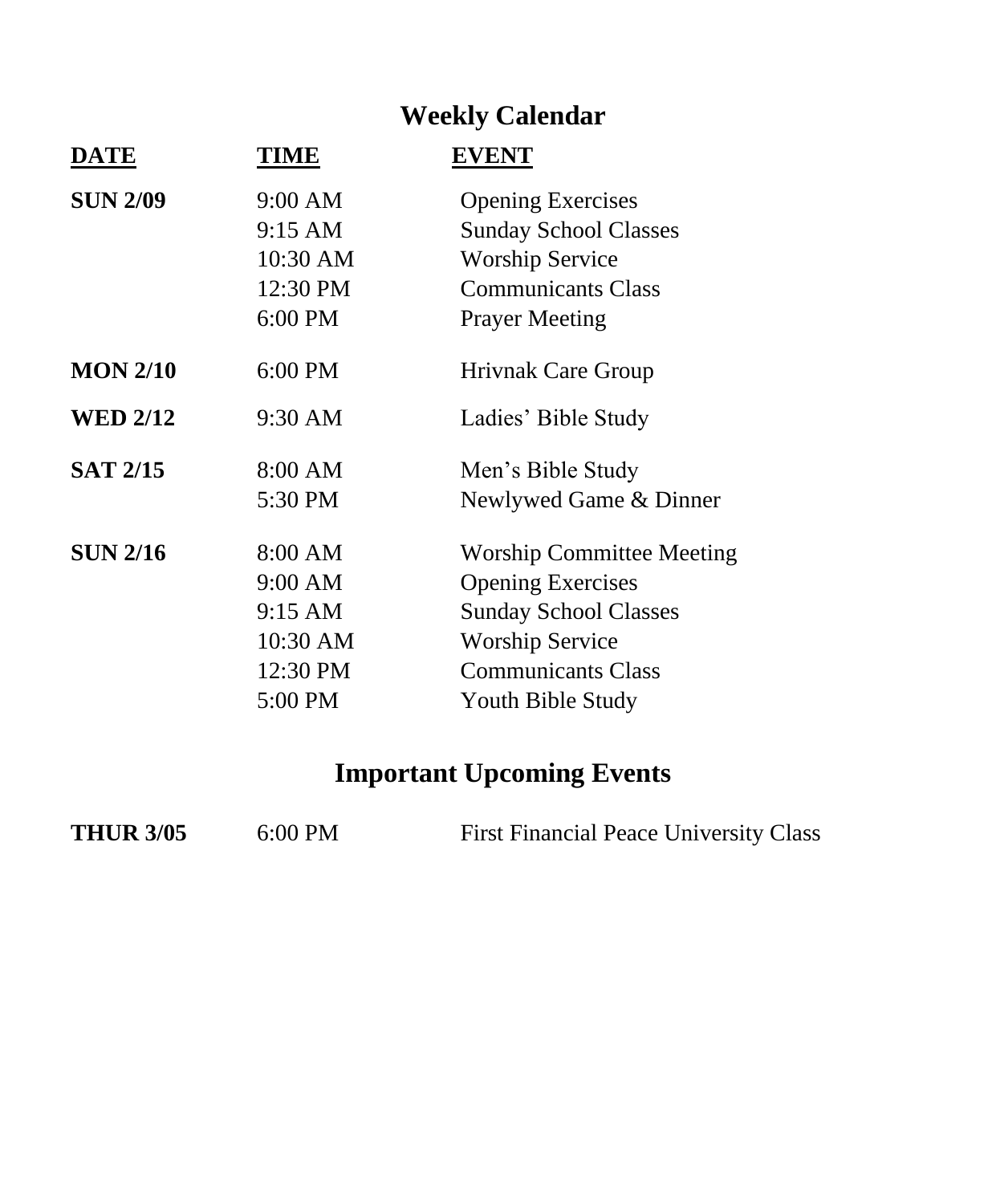## Weekly Calendar

| DATE | TIME | EVENT |
|---|---|---|
| **SUN 2/09** | 9:00 AM | Opening Exercises |
| | 9:15 AM | Sunday School Classes |
| | 10:30 AM | Worship Service |
| | 12:30 PM | Communicants Class |
| | 6:00 PM | Prayer Meeting |
| **MON 2/10** | 6:00 PM | Hrivnak Care Group |
| **WED 2/12** | 9:30 AM | Ladies' Bible Study |
| **SAT 2/15** | 8:00 AM | Men's Bible Study |
| | 5:30 PM | Newlywed Game & Dinner |
| **SUN 2/16** | 8:00 AM | Worship Committee Meeting |
| | 9:00 AM | Opening Exercises |
| | 9:15 AM | Sunday School Classes |
| | 10:30 AM | Worship Service |
| | 12:30 PM | Communicants Class |
| | 5:00 PM | Youth Bible Study |

## Important Upcoming Events

| | | |
|---|---|---|
| **THUR 3/05** | 6:00 PM | First Financial Peace University Class |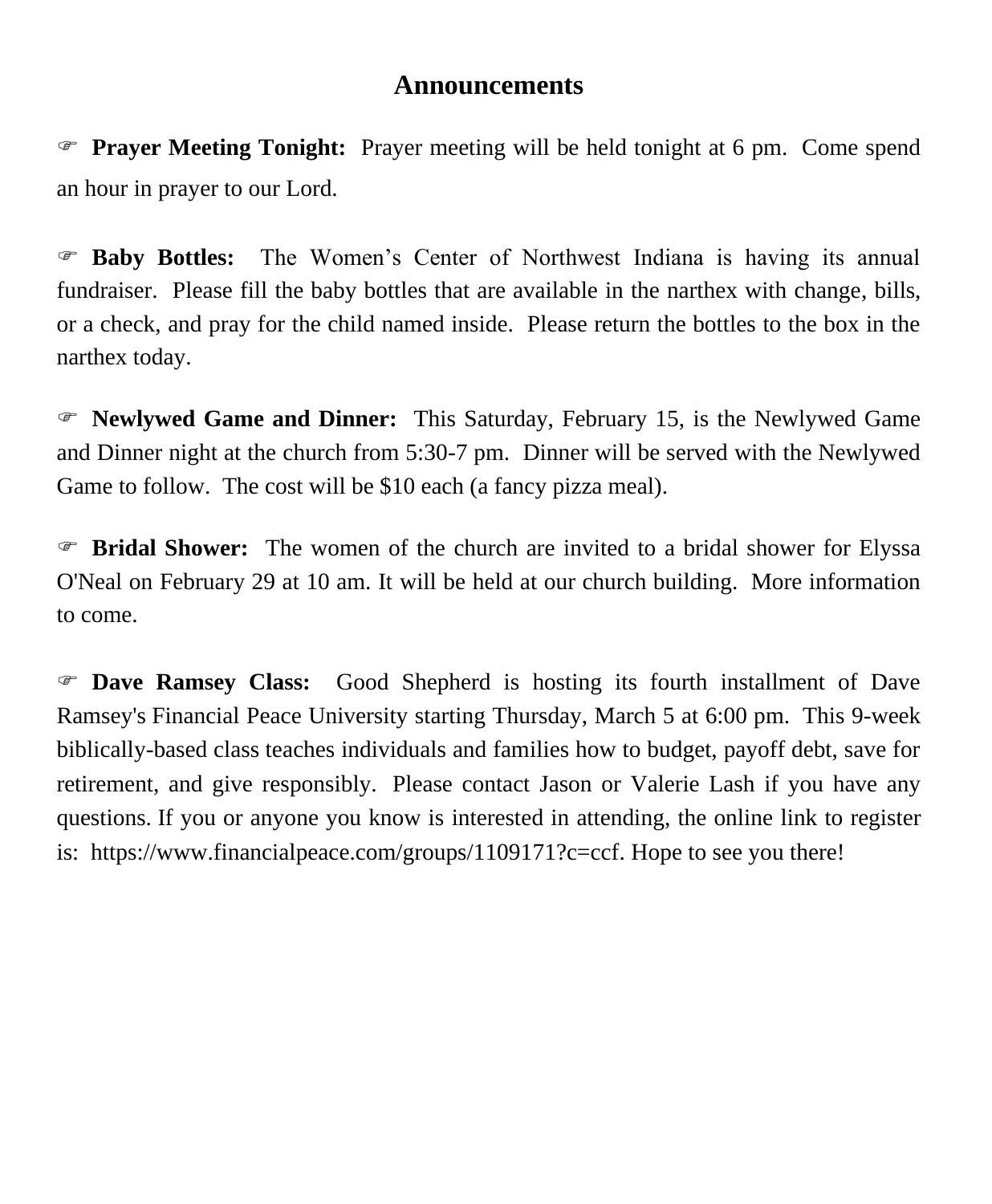# Announcements

☞ **Prayer Meeting Tonight:** Prayer meeting will be held tonight at 6 pm. Come spend an hour in prayer to our Lord.

☞ **Baby Bottles:** The Women's Center of Northwest Indiana is having its annual fundraiser. Please fill the baby bottles that are available in the narthex with change, bills, or a check, and pray for the child named inside. Please return the bottles to the box in the narthex today.

☞ **Newlywed Game and Dinner:** This Saturday, February 15, is the Newlywed Game and Dinner night at the church from 5:30-7 pm. Dinner will be served with the Newlywed Game to follow. The cost will be $10 each (a fancy pizza meal).

☞ **Bridal Shower:** The women of the church are invited to a bridal shower for Elyssa O'Neal on February 29 at 10 am. It will be held at our church building. More information to come.

☞ **Dave Ramsey Class:** Good Shepherd is hosting its fourth installment of Dave Ramsey's Financial Peace University starting Thursday, March 5 at 6:00 pm. This 9-week biblically-based class teaches individuals and families how to budget, payoff debt, save for retirement, and give responsibly. Please contact Jason or Valerie Lash if you have any questions. If you or anyone you know is interested in attending, the online link to register is: https://www.financialpeace.com/groups/1109171?c=ccf. Hope to see you there!